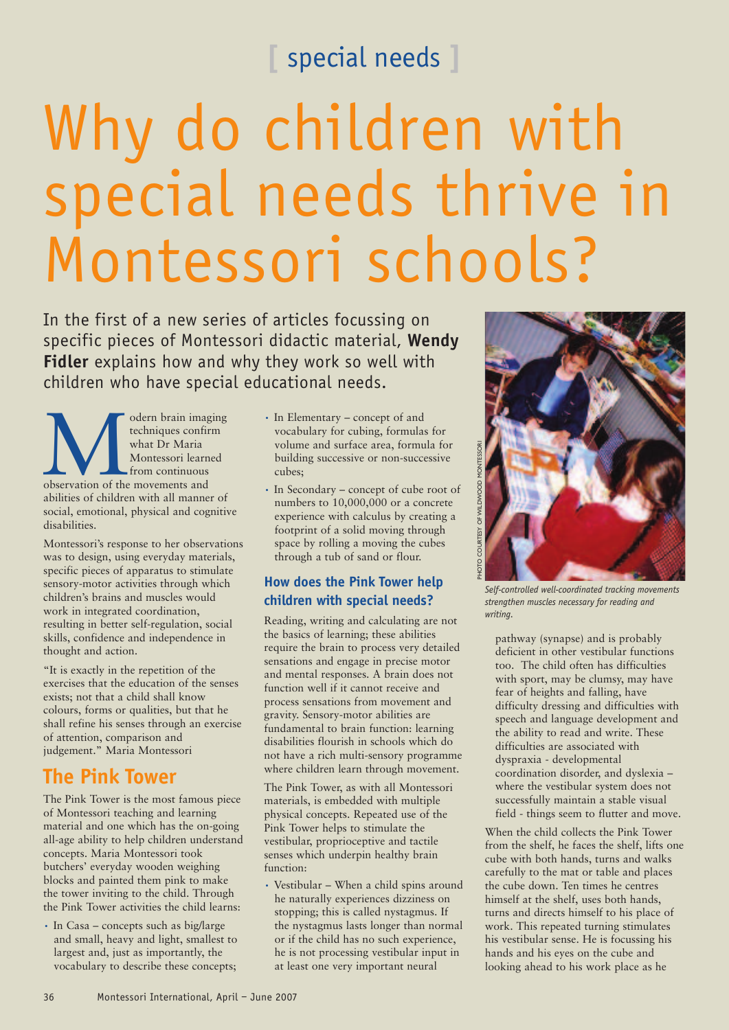[ special needs ]

# Why do children with special needs thrive in Montessori schools?

In the first of a new series of articles focussing on specific pieces of Montessori didactic material, **Wendy Fidler** explains how and why they work so well with children who have special educational needs.

Modern brain imaging techniques confirm what Dr Maria Montessori learned from continuous observation of the movements and abilities of children with all manner of social, emotional, physical and cognitive disabilities.

Montessori's response to her observations was to design, using everyday materials, specific pieces of apparatus to stimulate sensory-motor activities through which children's brains and muscles would work in integrated coordination, resulting in better self-regulation, social skills, confidence and independence in thought and action.

"It is exactly in the repetition of the exercises that the education of the senses exists; not that a child shall know colours, forms or qualities, but that he shall refine his senses through an exercise of attention, comparison and judgement." Maria Montessori

## The Pink Tower

The Pink Tower is the most famous piece of Montessori teaching and learning material and one which has the on-going all-age ability to help children understand concepts. Maria Montessori took butchers' everyday wooden weighing blocks and painted them pink to make the tower inviting to the child. Through the Pink Tower activities the child learns:

- In Casa – concepts such as big/large and small, heavy and light, smallest to largest and, just as importantly, the vocabulary to describe these concepts;
- In Elementary – concept of and vocabulary for cubing, formulas for volume and surface area, formula for building successive or non-successive cubes;
- In Secondary – concept of cube root of numbers to 10,000,000 or a concrete experience with calculus by creating a footprint of a solid moving through space by rolling a moving the cubes through a tub of sand or flour.

### How does the Pink Tower help children with special needs?

Reading, writing and calculating are not the basics of learning; these abilities require the brain to process very detailed sensations and engage in precise motor and mental responses. A brain does not function well if it cannot receive and process sensations from movement and gravity. Sensory-motor abilities are fundamental to brain function: learning disabilities flourish in schools which do not have a rich multi-sensory programme where children learn through movement.

The Pink Tower, as with all Montessori materials, is embedded with multiple physical concepts. Repeated use of the Pink Tower helps to stimulate the vestibular, proprioceptive and tactile senses which underpin healthy brain function:

- Vestibular – When a child spins around he naturally experiences dizziness on stopping; this is called nystagmus. If the nystagmus lasts longer than normal or if the child has no such experience, he is not processing vestibular input in at least one very important neural pathway (synapse) and is probably deficient in other vestibular functions too. The child often has difficulties with sport, may be clumsy, may have fear of heights and falling, have difficulty dressing and difficulties with speech and language development and the ability to read and write. These difficulties are associated with dyspraxia - developmental coordination disorder, and dyslexia – where the vestibular system does not successfully maintain a stable visual field - things seem to flutter and move.

PHOTO COURTESY OF WILDWOOD MONTESSORI

*Self-controlled well-coordinated tracking movements strengthen muscles necessary for reading and writing.*

When the child collects the Pink Tower from the shelf, he faces the shelf, lifts one cube with both hands, turns and walks carefully to the mat or table and places the cube down. Ten times he centres himself at the shelf, uses both hands, turns and directs himself to his place of work. This repeated turning stimulates his vestibular sense. He is focussing his hands and his eyes on the cube and looking ahead to his work place as he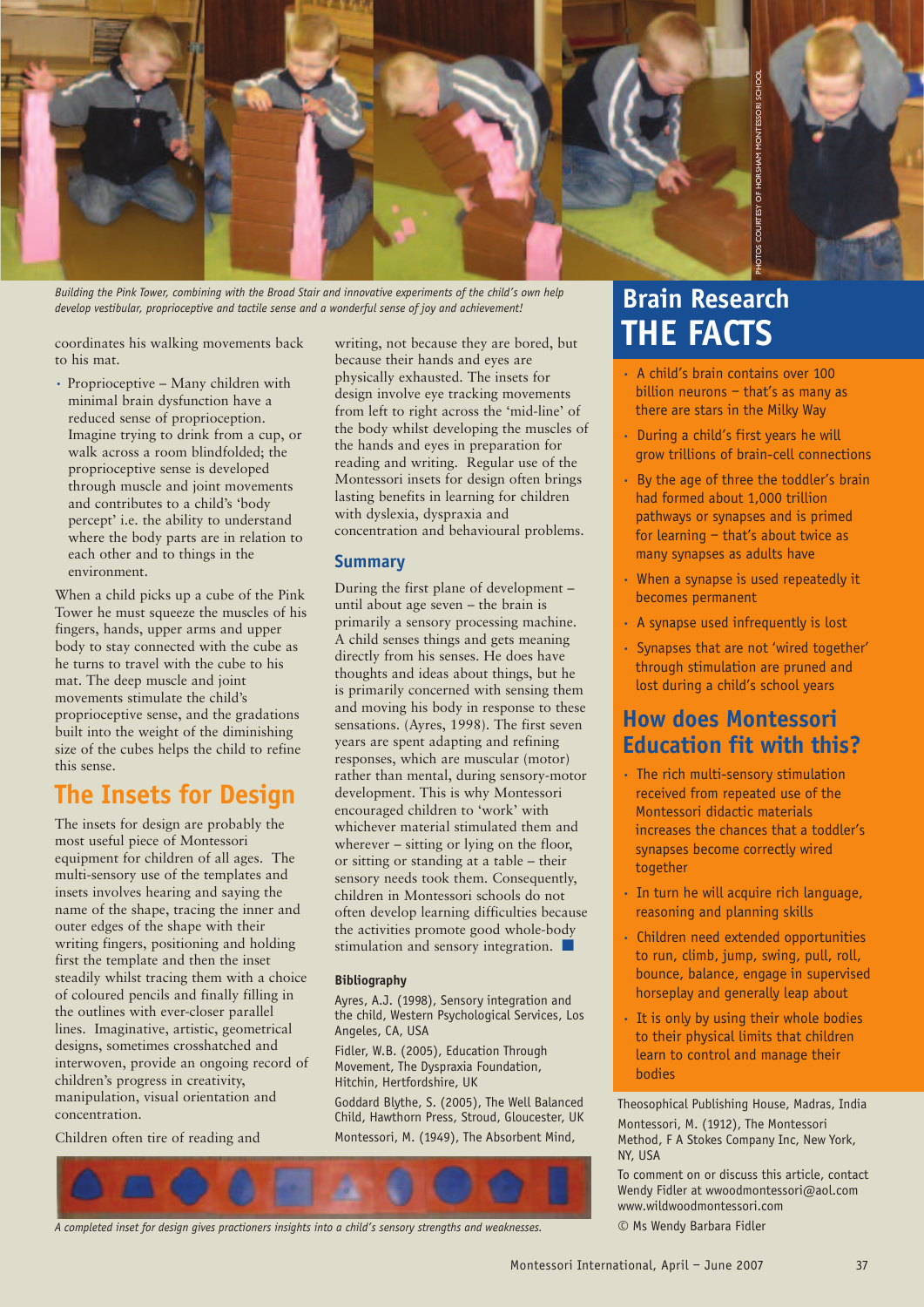*Building the Pink Tower, combining with the Broad Stair and innovative experiments of the child's own help develop vestibular, proprioceptive and tactile sense and a wonderful sense of joy and achievement!*

PHOTOS COURTESY OF HORSHAM MONTESSORI SCHOOL

coordinates his walking movements back to his mat.

- Proprioceptive – Many children with minimal brain dysfunction have a reduced sense of proprioception. Imagine trying to drink from a cup, or walk across a room blindfolded; the proprioceptive sense is developed through muscle and joint movements and contributes to a child's 'body percept' i.e. the ability to understand where the body parts are in relation to each other and to things in the environment.

When a child picks up a cube of the Pink Tower he must squeeze the muscles of his fingers, hands, upper arms and upper body to stay connected with the cube as he turns to travel with the cube to his mat. The deep muscle and joint movements stimulate the child's proprioceptive sense, and the gradations built into the weight of the diminishing size of the cubes helps the child to refine this sense.

## The Insets for Design

The insets for design are probably the most useful piece of Montessori equipment for children of all ages. The multi-sensory use of the templates and insets involves hearing and saying the name of the shape, tracing the inner and outer edges of the shape with their writing fingers, positioning and holding first the template and then the inset steadily whilst tracing them with a choice of coloured pencils and finally filling in the outlines with ever-closer parallel lines. Imaginative, artistic, geometrical designs, sometimes crosshatched and interwoven, provide an ongoing record of children's progress in creativity, manipulation, visual orientation and concentration.

Children often tire of reading and writing, not because they are bored, but because their hands and eyes are physically exhausted. The insets for design involve eye tracking movements from left to right across the 'mid-line' of the body whilst developing the muscles of the hands and eyes in preparation for reading and writing. Regular use of the Montessori insets for design often brings lasting benefits in learning for children with dyslexia, dyspraxia and concentration and behavioural problems.

### Summary

During the first plane of development – until about age seven – the brain is primarily a sensory processing machine. A child senses things and gets meaning directly from his senses. He does have thoughts and ideas about things, but he is primarily concerned with sensing them and moving his body in response to these sensations. (Ayres, 1998). The first seven years are spent adapting and refining responses, which are muscular (motor) rather than mental, during sensory-motor development. This is why Montessori encouraged children to 'work' with whichever material stimulated them and wherever – sitting or lying on the floor, or sitting or standing at a table – their sensory needs took them. Consequently, children in Montessori schools do not often develop learning difficulties because the activities promote good whole-body stimulation and sensory integration. ■

#### Bibliography

Ayres, A.J. (1998), Sensory integration and the child, Western Psychological Services, Los Angeles, CA, USA

Fidler, W.B. (2005), Education Through Movement, The Dyspraxia Foundation, Hitchin, Hertfordshire, UK

Goddard Blythe, S. (2005), The Well Balanced Child, Hawthorn Press, Stroud, Gloucester, UK

Montessori, M. (1949), The Absorbent Mind, Theosophical Publishing House, Madras, India

Montessori, M. (1912), The Montessori Method, F A Stokes Company Inc, New York, NY, USA

To comment on or discuss this article, contact Wendy Fidler at wwoodmontessori@aol.com www.wildwoodmontessori.com

© Ms Wendy Barbara Fidler

*A completed inset for design gives practioners insights into a child's sensory strengths and weaknesses.*

## Brain Research THE FACTS

- A child's brain contains over 100 billion neurons – that's as many as there are stars in the Milky Way
- During a child's first years he will grow trillions of brain-cell connections
- By the age of three the toddler's brain had formed about 1,000 trillion pathways or synapses and is primed for learning – that's about twice as many synapses as adults have
- When a synapse is used repeatedly it becomes permanent
- A synapse used infrequently is lost
- Synapses that are not 'wired together' through stimulation are pruned and lost during a child's school years

## How does Montessori Education fit with this?

- The rich multi-sensory stimulation received from repeated use of the Montessori didactic materials increases the chances that a toddler's synapses become correctly wired together
- In turn he will acquire rich language, reasoning and planning skills
- Children need extended opportunities to run, climb, jump, swing, pull, roll, bounce, balance, engage in supervised horseplay and generally leap about
- It is only by using their whole bodies to their physical limits that children learn to control and manage their bodies